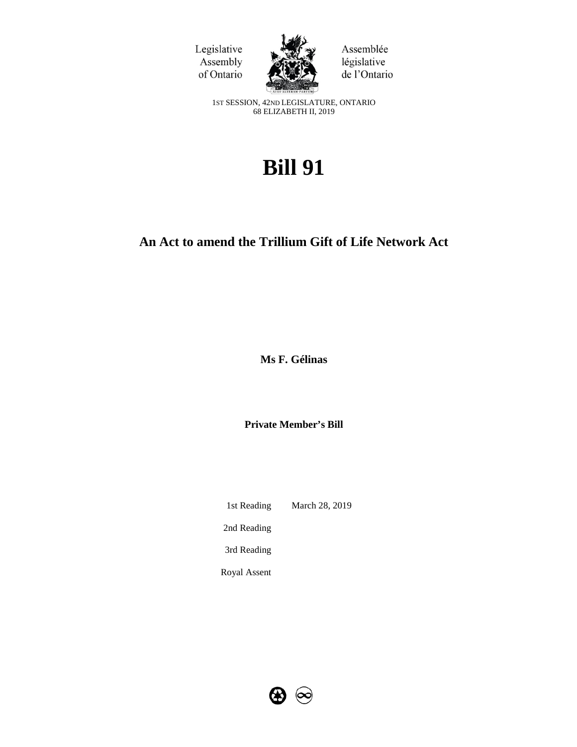Legislative Assembly of Ontario

Assemblée législative de l'Ontario

1ST SESSION, 42ND LEGISLATURE, ONTARIO
68 ELIZABETH II, 2019

# Bill 91

## An Act to amend the Trillium Gift of Life Network Act

**Ms F. Gélinas**

**Private Member's Bill**

| | |
|---|---|
| 1st Reading | March 28, 2019 |
| 2nd Reading | |
| 3rd Reading | |
| Royal Assent | |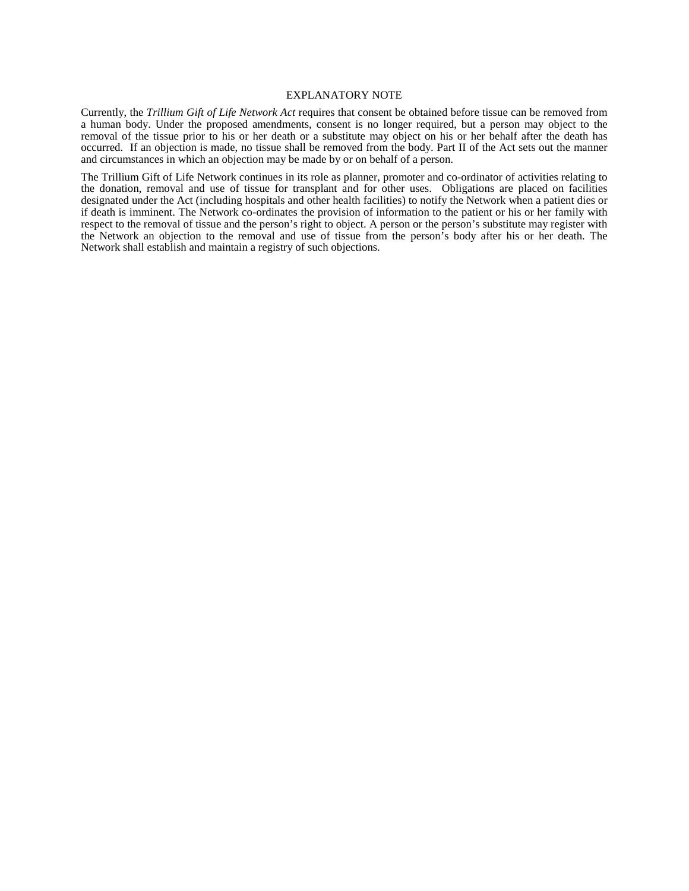# EXPLANATORY NOTE

Currently, the *Trillium Gift of Life Network Act* requires that consent be obtained before tissue can be removed from a human body. Under the proposed amendments, consent is no longer required, but a person may object to the removal of the tissue prior to his or her death or a substitute may object on his or her behalf after the death has occurred. If an objection is made, no tissue shall be removed from the body. Part II of the Act sets out the manner and circumstances in which an objection may be made by or on behalf of a person.

The Trillium Gift of Life Network continues in its role as planner, promoter and co-ordinator of activities relating to the donation, removal and use of tissue for transplant and for other uses. Obligations are placed on facilities designated under the Act (including hospitals and other health facilities) to notify the Network when a patient dies or if death is imminent. The Network co-ordinates the provision of information to the patient or his or her family with respect to the removal of tissue and the person's right to object. A person or the person's substitute may register with the Network an objection to the removal and use of tissue from the person's body after his or her death. The Network shall establish and maintain a registry of such objections.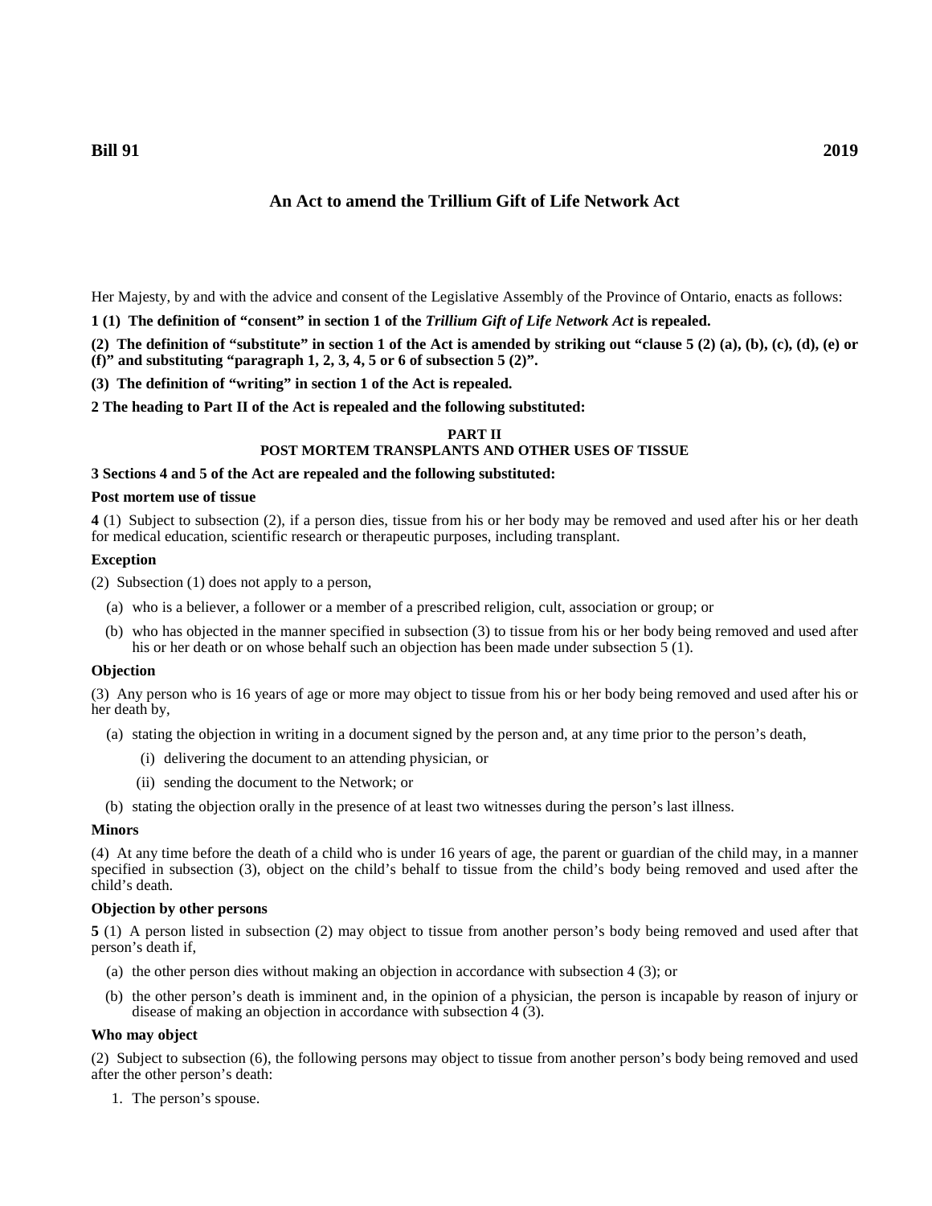**Bill 91** **2019**

## An Act to amend the Trillium Gift of Life Network Act

Her Majesty, by and with the advice and consent of the Legislative Assembly of the Province of Ontario, enacts as follows:

**1 (1) The definition of "consent" in section 1 of the *Trillium Gift of Life Network Act* is repealed.**

**(2) The definition of "substitute" in section 1 of the Act is amended by striking out "clause 5 (2) (a), (b), (c), (d), (e) or (f)" and substituting "paragraph 1, 2, 3, 4, 5 or 6 of subsection 5 (2)".**

**(3) The definition of "writing" in section 1 of the Act is repealed.**

**2 The heading to Part II of the Act is repealed and the following substituted:**

**PART II**
**POST MORTEM TRANSPLANTS AND OTHER USES OF TISSUE**

**3 Sections 4 and 5 of the Act are repealed and the following substituted:**

**Post mortem use of tissue**

**4** (1) Subject to subsection (2), if a person dies, tissue from his or her body may be removed and used after his or her death for medical education, scientific research or therapeutic purposes, including transplant.

**Exception**

(2) Subsection (1) does not apply to a person,

(a) who is a believer, a follower or a member of a prescribed religion, cult, association or group; or

(b) who has objected in the manner specified in subsection (3) to tissue from his or her body being removed and used after his or her death or on whose behalf such an objection has been made under subsection 5 (1).

**Objection**

(3) Any person who is 16 years of age or more may object to tissue from his or her body being removed and used after his or her death by,

(a) stating the objection in writing in a document signed by the person and, at any time prior to the person's death,

(i) delivering the document to an attending physician, or

(ii) sending the document to the Network; or

(b) stating the objection orally in the presence of at least two witnesses during the person's last illness.

**Minors**

(4) At any time before the death of a child who is under 16 years of age, the parent or guardian of the child may, in a manner specified in subsection (3), object on the child's behalf to tissue from the child's body being removed and used after the child's death.

**Objection by other persons**

**5** (1) A person listed in subsection (2) may object to tissue from another person's body being removed and used after that person's death if,

(a) the other person dies without making an objection in accordance with subsection 4 (3); or

(b) the other person's death is imminent and, in the opinion of a physician, the person is incapable by reason of injury or disease of making an objection in accordance with subsection 4 (3).

**Who may object**

(2) Subject to subsection (6), the following persons may object to tissue from another person's body being removed and used after the other person's death:

1. The person's spouse.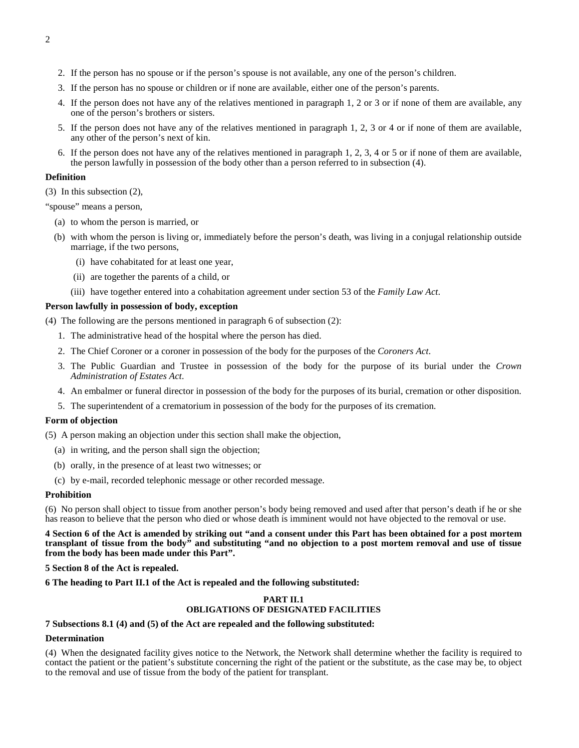2. If the person has no spouse or if the person's spouse is not available, any one of the person's children.
3. If the person has no spouse or children or if none are available, either one of the person's parents.
4. If the person does not have any of the relatives mentioned in paragraph 1, 2 or 3 or if none of them are available, any one of the person's brothers or sisters.
5. If the person does not have any of the relatives mentioned in paragraph 1, 2, 3 or 4 or if none of them are available, any other of the person's next of kin.
6. If the person does not have any of the relatives mentioned in paragraph 1, 2, 3, 4 or 5 or if none of them are available, the person lawfully in possession of the body other than a person referred to in subsection (4).

**Definition**

(3) In this subsection (2),

"spouse" means a person,

(a) to whom the person is married, or

(b) with whom the person is living or, immediately before the person's death, was living in a conjugal relationship outside marriage, if the two persons,

(i) have cohabitated for at least one year,

(ii) are together the parents of a child, or

(iii) have together entered into a cohabitation agreement under section 53 of the *Family Law Act*.

**Person lawfully in possession of body, exception**

(4) The following are the persons mentioned in paragraph 6 of subsection (2):

1. The administrative head of the hospital where the person has died.
2. The Chief Coroner or a coroner in possession of the body for the purposes of the *Coroners Act*.
3. The Public Guardian and Trustee in possession of the body for the purpose of its burial under the *Crown Administration of Estates Act*.
4. An embalmer or funeral director in possession of the body for the purposes of its burial, cremation or other disposition.
5. The superintendent of a crematorium in possession of the body for the purposes of its cremation.

**Form of objection**

(5) A person making an objection under this section shall make the objection,

(a) in writing, and the person shall sign the objection;

(b) orally, in the presence of at least two witnesses; or

(c) by e-mail, recorded telephonic message or other recorded message.

**Prohibition**

(6) No person shall object to tissue from another person's body being removed and used after that person's death if he or she has reason to believe that the person who died or whose death is imminent would not have objected to the removal or use.

**4 Section 6 of the Act is amended by striking out "and a consent under this Part has been obtained for a post mortem transplant of tissue from the body" and substituting "and no objection to a post mortem removal and use of tissue from the body has been made under this Part".**

**5 Section 8 of the Act is repealed.**

**6 The heading to Part II.1 of the Act is repealed and the following substituted:**

**PART II.1**
**OBLIGATIONS OF DESIGNATED FACILITIES**

**7 Subsections 8.1 (4) and (5) of the Act are repealed and the following substituted:**

**Determination**

(4) When the designated facility gives notice to the Network, the Network shall determine whether the facility is required to contact the patient or the patient's substitute concerning the right of the patient or the substitute, as the case may be, to object to the removal and use of tissue from the body of the patient for transplant.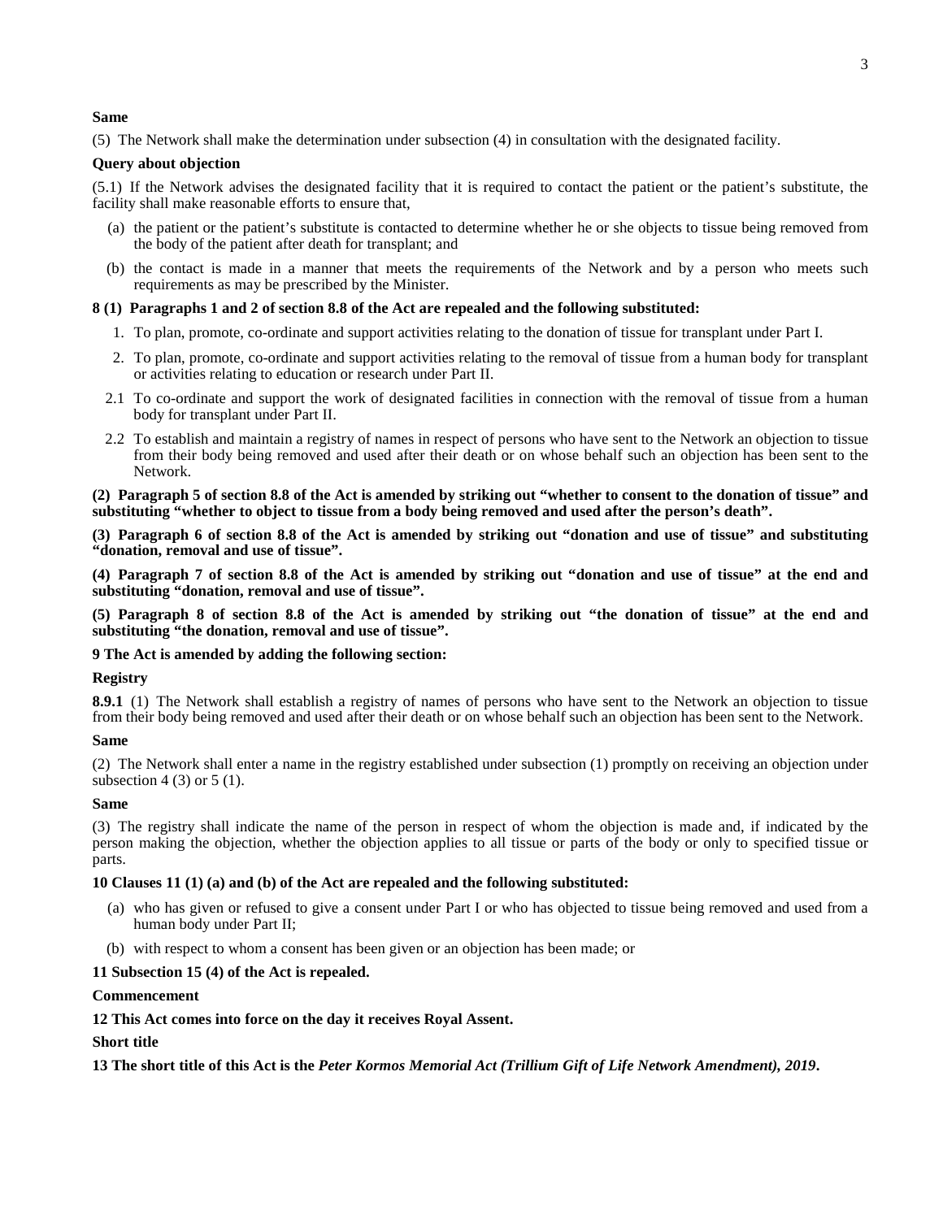**Same**

(5) The Network shall make the determination under subsection (4) in consultation with the designated facility.

**Query about objection**

(5.1) If the Network advises the designated facility that it is required to contact the patient or the patient's substitute, the facility shall make reasonable efforts to ensure that,

(a) the patient or the patient's substitute is contacted to determine whether he or she objects to tissue being removed from the body of the patient after death for transplant; and

(b) the contact is made in a manner that meets the requirements of the Network and by a person who meets such requirements as may be prescribed by the Minister.

**8 (1) Paragraphs 1 and 2 of section 8.8 of the Act are repealed and the following substituted:**

1. To plan, promote, co-ordinate and support activities relating to the donation of tissue for transplant under Part I.

2. To plan, promote, co-ordinate and support activities relating to the removal of tissue from a human body for transplant or activities relating to education or research under Part II.

2.1 To co-ordinate and support the work of designated facilities in connection with the removal of tissue from a human body for transplant under Part II.

2.2 To establish and maintain a registry of names in respect of persons who have sent to the Network an objection to tissue from their body being removed and used after their death or on whose behalf such an objection has been sent to the Network.

**(2) Paragraph 5 of section 8.8 of the Act is amended by striking out "whether to consent to the donation of tissue" and substituting "whether to object to tissue from a body being removed and used after the person's death".**

**(3) Paragraph 6 of section 8.8 of the Act is amended by striking out "donation and use of tissue" and substituting "donation, removal and use of tissue".**

**(4) Paragraph 7 of section 8.8 of the Act is amended by striking out "donation and use of tissue" at the end and substituting "donation, removal and use of tissue".**

**(5) Paragraph 8 of section 8.8 of the Act is amended by striking out "the donation of tissue" at the end and substituting "the donation, removal and use of tissue".**

**9 The Act is amended by adding the following section:**

**Registry**

**8.9.1** (1) The Network shall establish a registry of names of persons who have sent to the Network an objection to tissue from their body being removed and used after their death or on whose behalf such an objection has been sent to the Network.

**Same**

(2) The Network shall enter a name in the registry established under subsection (1) promptly on receiving an objection under subsection 4 (3) or 5 (1).

**Same**

(3) The registry shall indicate the name of the person in respect of whom the objection is made and, if indicated by the person making the objection, whether the objection applies to all tissue or parts of the body or only to specified tissue or parts.

**10 Clauses 11 (1) (a) and (b) of the Act are repealed and the following substituted:**

(a) who has given or refused to give a consent under Part I or who has objected to tissue being removed and used from a human body under Part II;

(b) with respect to whom a consent has been given or an objection has been made; or

**11 Subsection 15 (4) of the Act is repealed.**

**Commencement**

**12 This Act comes into force on the day it receives Royal Assent.**

**Short title**

**13 The short title of this Act is the *Peter Kormos Memorial Act (Trillium Gift of Life Network Amendment), 2019*.**